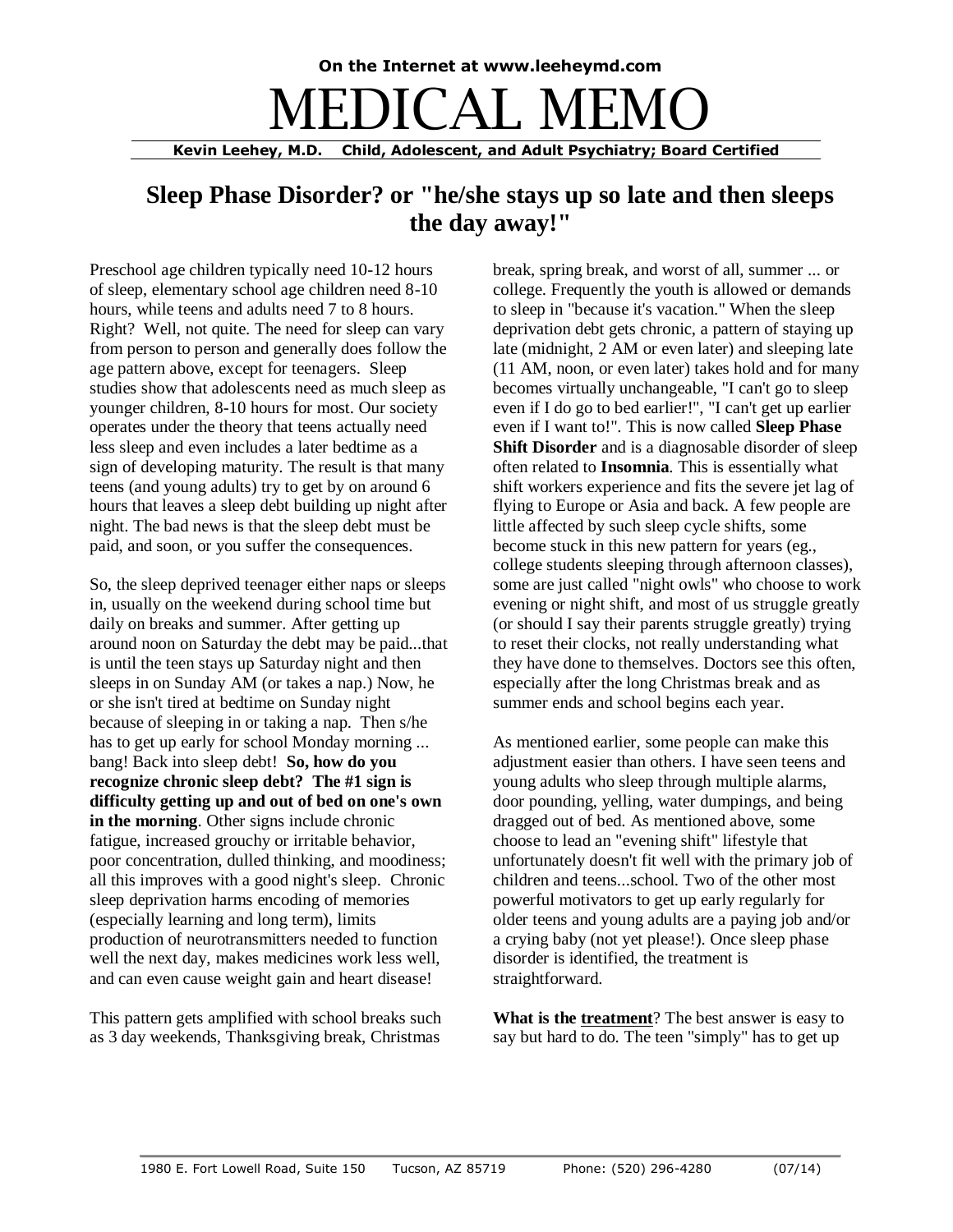On the Internet at www.leeheymd.com

# MEDICAL MEMO

**Kevin Leehey, M.D. Child, Adolescent, and Adult Psychiatry; Board Certified**

## Sleep Phase Disorder? or "he/she stays up so late and then sleeps the day away!"

Preschool age children typically need 10-12 hours of sleep, elementary school age children need 8-10 hours, while teens and adults need 7 to 8 hours. Right? Well, not quite. The need for sleep can vary from person to person and generally does follow the age pattern above, except for teenagers. Sleep studies show that adolescents need as much sleep as younger children, 8-10 hours for most. Our society operates under the theory that teens actually need less sleep and even includes a later bedtime as a sign of developing maturity. The result is that many teens (and young adults) try to get by on around 6 hours that leaves a sleep debt building up night after night. The bad news is that the sleep debt must be paid, and soon, or you suffer the consequences.

So, the sleep deprived teenager either naps or sleeps in, usually on the weekend during school time but daily on breaks and summer. After getting up around noon on Saturday the debt may be paid...that is until the teen stays up Saturday night and then sleeps in on Sunday AM (or takes a nap.) Now, he or she isn't tired at bedtime on Sunday night because of sleeping in or taking a nap. Then s/he has to get up early for school Monday morning ... bang! Back into sleep debt! **So, how do you recognize chronic sleep debt? The #1 sign is difficulty getting up and out of bed on one's own in the morning**. Other signs include chronic fatigue, increased grouchy or irritable behavior, poor concentration, dulled thinking, and moodiness; all this improves with a good night's sleep. Chronic sleep deprivation harms encoding of memories (especially learning and long term), limits production of neurotransmitters needed to function well the next day, makes medicines work less well, and can even cause weight gain and heart disease!

This pattern gets amplified with school breaks such as 3 day weekends, Thanksgiving break, Christmas break, spring break, and worst of all, summer ... or college. Frequently the youth is allowed or demands to sleep in "because it's vacation." When the sleep deprivation debt gets chronic, a pattern of staying up late (midnight, 2 AM or even later) and sleeping late (11 AM, noon, or even later) takes hold and for many becomes virtually unchangeable, "I can't go to sleep even if I do go to bed earlier!", "I can't get up earlier even if I want to!". This is now called **Sleep Phase Shift Disorder** and is a diagnosable disorder of sleep often related to **Insomnia**. This is essentially what shift workers experience and fits the severe jet lag of flying to Europe or Asia and back. A few people are little affected by such sleep cycle shifts, some become stuck in this new pattern for years (eg., college students sleeping through afternoon classes), some are just called "night owls" who choose to work evening or night shift, and most of us struggle greatly (or should I say their parents struggle greatly) trying to reset their clocks, not really understanding what they have done to themselves. Doctors see this often, especially after the long Christmas break and as summer ends and school begins each year.

As mentioned earlier, some people can make this adjustment easier than others. I have seen teens and young adults who sleep through multiple alarms, door pounding, yelling, water dumpings, and being dragged out of bed. As mentioned above, some choose to lead an "evening shift" lifestyle that unfortunately doesn't fit well with the primary job of children and teens...school. Two of the other most powerful motivators to get up early regularly for older teens and young adults are a paying job and/or a crying baby (not yet please!). Once sleep phase disorder is identified, the treatment is straightforward.

**What is the <u>treatment</u>**? The best answer is easy to say but hard to do. The teen "simply" has to get up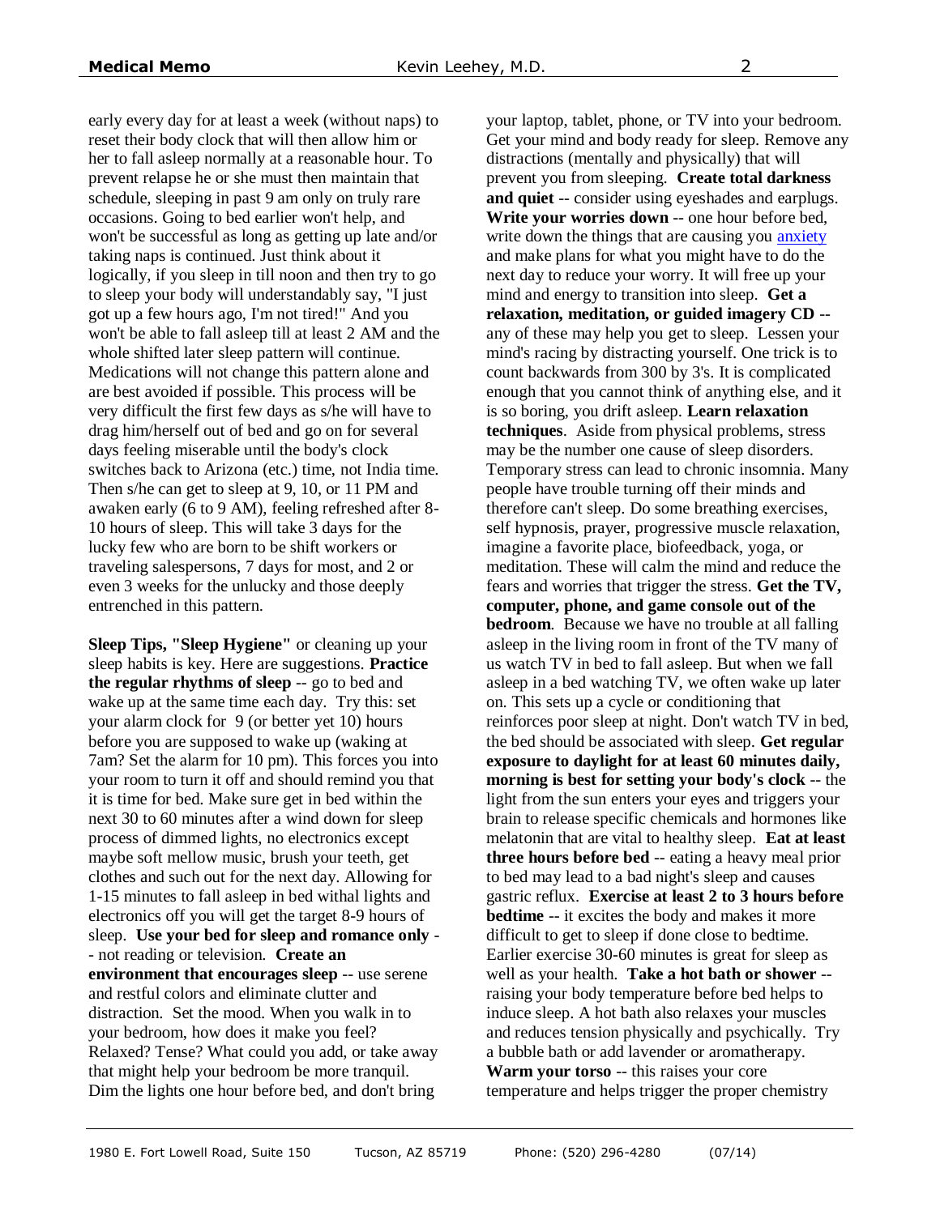early every day for at least a week (without naps) to reset their body clock that will then allow him or her to fall asleep normally at a reasonable hour. To prevent relapse he or she must then maintain that schedule, sleeping in past 9 am only on truly rare occasions. Going to bed earlier won't help, and won't be successful as long as getting up late and/or taking naps is continued. Just think about it logically, if you sleep in till noon and then try to go to sleep your body will understandably say, "I just got up a few hours ago, I'm not tired!" And you won't be able to fall asleep till at least 2 AM and the whole shifted later sleep pattern will continue. Medications will not change this pattern alone and are best avoided if possible. This process will be very difficult the first few days as s/he will have to drag him/herself out of bed and go on for several days feeling miserable until the body's clock switches back to Arizona (etc.) time, not India time. Then s/he can get to sleep at 9, 10, or 11 PM and awaken early (6 to 9 AM), feeling refreshed after 8-10 hours of sleep. This will take 3 days for the lucky few who are born to be shift workers or traveling salespersons, 7 days for most, and 2 or even 3 weeks for the unlucky and those deeply entrenched in this pattern.

**Sleep Tips, "Sleep Hygiene"** or cleaning up your sleep habits is key. Here are suggestions. **Practice the regular rhythms of sleep** -- go to bed and wake up at the same time each day. Try this: set your alarm clock for 9 (or better yet 10) hours before you are supposed to wake up (waking at 7am? Set the alarm for 10 pm). This forces you into your room to turn it off and should remind you that it is time for bed. Make sure get in bed within the next 30 to 60 minutes after a wind down for sleep process of dimmed lights, no electronics except maybe soft mellow music, brush your teeth, get clothes and such out for the next day. Allowing for 1-15 minutes to fall asleep in bed withal lights and electronics off you will get the target 8-9 hours of sleep. **Use your bed for sleep and romance only** -- not reading or television. **Create an environment that encourages sleep** -- use serene and restful colors and eliminate clutter and distraction. Set the mood. When you walk in to your bedroom, how does it make you feel? Relaxed? Tense? What could you add, or take away that might help your bedroom be more tranquil. Dim the lights one hour before bed, and don't bring your laptop, tablet, phone, or TV into your bedroom. Get your mind and body ready for sleep. Remove any distractions (mentally and physically) that will prevent you from sleeping. **Create total darkness and quiet** -- consider using eyeshades and earplugs. **Write your worries down** -- one hour before bed, write down the things that are causing you anxiety and make plans for what you might have to do the next day to reduce your worry. It will free up your mind and energy to transition into sleep. **Get a relaxation, meditation, or guided imagery CD** -- any of these may help you get to sleep. Lessen your mind's racing by distracting yourself. One trick is to count backwards from 300 by 3's. It is complicated enough that you cannot think of anything else, and it is so boring, you drift asleep. **Learn relaxation techniques**. Aside from physical problems, stress may be the number one cause of sleep disorders. Temporary stress can lead to chronic insomnia. Many people have trouble turning off their minds and therefore can't sleep. Do some breathing exercises, self hypnosis, prayer, progressive muscle relaxation, imagine a favorite place, biofeedback, yoga, or meditation. These will calm the mind and reduce the fears and worries that trigger the stress. **Get the TV, computer, phone, and game console out of the bedroom**. Because we have no trouble at all falling asleep in the living room in front of the TV many of us watch TV in bed to fall asleep. But when we fall asleep in a bed watching TV, we often wake up later on. This sets up a cycle or conditioning that reinforces poor sleep at night. Don't watch TV in bed, the bed should be associated with sleep. **Get regular exposure to daylight for at least 60 minutes daily, morning is best for setting your body's clock** -- the light from the sun enters your eyes and triggers your brain to release specific chemicals and hormones like melatonin that are vital to healthy sleep. **Eat at least three hours before bed** -- eating a heavy meal prior to bed may lead to a bad night's sleep and causes gastric reflux. **Exercise at least 2 to 3 hours before bedtime** -- it excites the body and makes it more difficult to get to sleep if done close to bedtime. Earlier exercise 30-60 minutes is great for sleep as well as your health. **Take a hot bath or shower** -- raising your body temperature before bed helps to induce sleep. A hot bath also relaxes your muscles and reduces tension physically and psychically. Try a bubble bath or add lavender or aromatherapy. **Warm your torso** -- this raises your core temperature and helps trigger the proper chemistry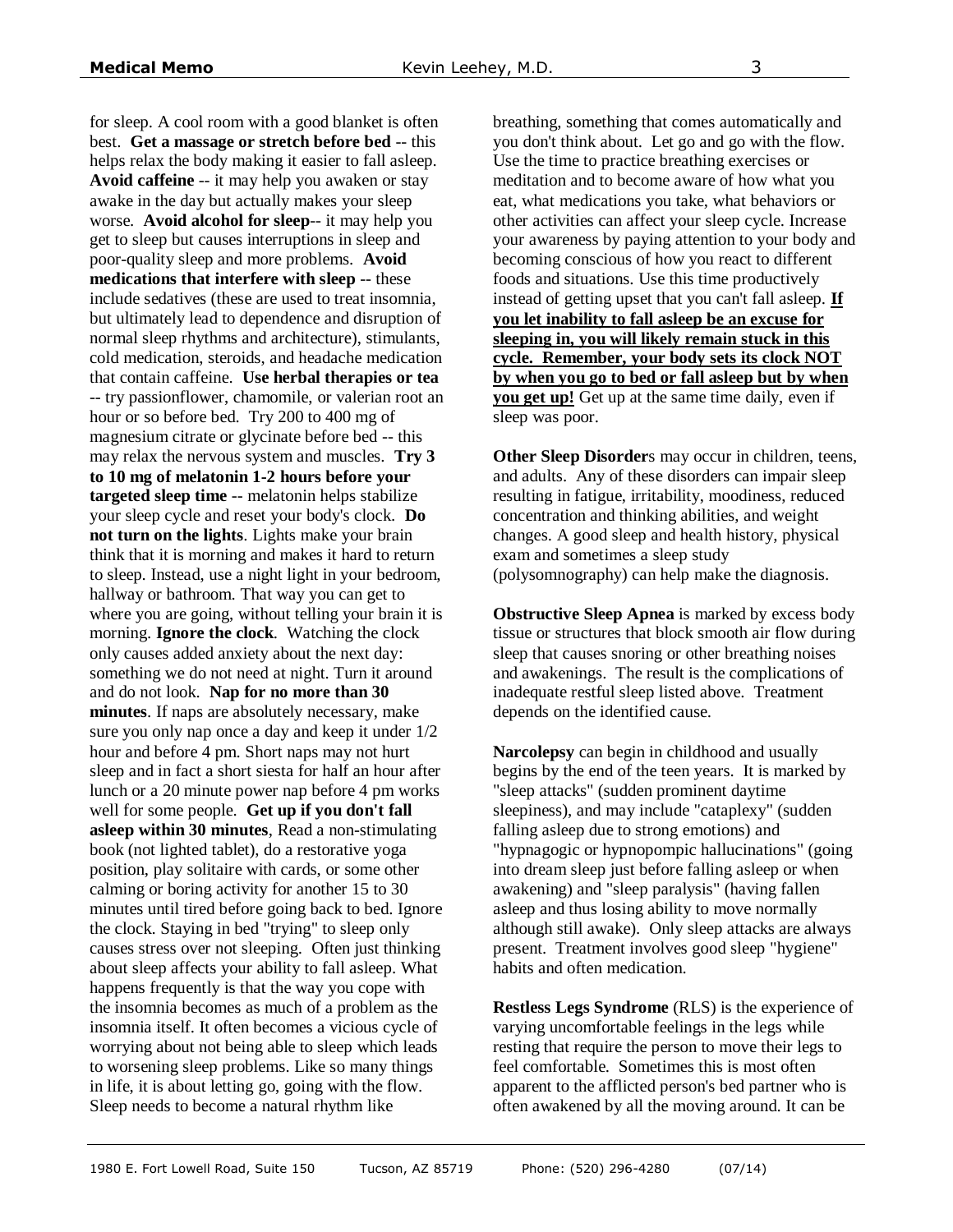for sleep. A cool room with a good blanket is often best. **Get a massage or stretch before bed** -- this helps relax the body making it easier to fall asleep. **Avoid caffeine** -- it may help you awaken or stay awake in the day but actually makes your sleep worse. **Avoid alcohol for sleep**-- it may help you get to sleep but causes interruptions in sleep and poor-quality sleep and more problems. **Avoid medications that interfere with sleep** -- these include sedatives (these are used to treat insomnia, but ultimately lead to dependence and disruption of normal sleep rhythms and architecture), stimulants, cold medication, steroids, and headache medication that contain caffeine. **Use herbal therapies or tea** -- try passionflower, chamomile, or valerian root an hour or so before bed. Try 200 to 400 mg of magnesium citrate or glycinate before bed -- this may relax the nervous system and muscles. **Try 3 to 10 mg of melatonin 1-2 hours before your targeted sleep time** -- melatonin helps stabilize your sleep cycle and reset your body's clock. **Do not turn on the lights**. Lights make your brain think that it is morning and makes it hard to return to sleep. Instead, use a night light in your bedroom, hallway or bathroom. That way you can get to where you are going, without telling your brain it is morning. **Ignore the clock**. Watching the clock only causes added anxiety about the next day: something we do not need at night. Turn it around and do not look. **Nap for no more than 30 minutes**. If naps are absolutely necessary, make sure you only nap once a day and keep it under 1/2 hour and before 4 pm. Short naps may not hurt sleep and in fact a short siesta for half an hour after lunch or a 20 minute power nap before 4 pm works well for some people. **Get up if you don't fall asleep within 30 minutes**, Read a non-stimulating book (not lighted tablet), do a restorative yoga position, play solitaire with cards, or some other calming or boring activity for another 15 to 30 minutes until tired before going back to bed. Ignore the clock. Staying in bed "trying" to sleep only causes stress over not sleeping. Often just thinking about sleep affects your ability to fall asleep. What happens frequently is that the way you cope with the insomnia becomes as much of a problem as the insomnia itself. It often becomes a vicious cycle of worrying about not being able to sleep which leads to worsening sleep problems. Like so many things in life, it is about letting go, going with the flow. Sleep needs to become a natural rhythm like breathing, something that comes automatically and you don't think about. Let go and go with the flow. Use the time to practice breathing exercises or meditation and to become aware of how what you eat, what medications you take, what behaviors or other activities can affect your sleep cycle. Increase your awareness by paying attention to your body and becoming conscious of how you react to different foods and situations. Use this time productively instead of getting upset that you can't fall asleep. **<u>If you let inability to fall asleep be an excuse for sleeping in, you will likely remain stuck in this cycle. Remember, your body sets its clock NOT by when you go to bed or fall asleep but by when you get up!</u>** Get up at the same time daily, even if sleep was poor.

**Other Sleep Disorder**s may occur in children, teens, and adults. Any of these disorders can impair sleep resulting in fatigue, irritability, moodiness, reduced concentration and thinking abilities, and weight changes. A good sleep and health history, physical exam and sometimes a sleep study (polysomnography) can help make the diagnosis.

**Obstructive Sleep Apnea** is marked by excess body tissue or structures that block smooth air flow during sleep that causes snoring or other breathing noises and awakenings. The result is the complications of inadequate restful sleep listed above. Treatment depends on the identified cause.

**Narcolepsy** can begin in childhood and usually begins by the end of the teen years. It is marked by "sleep attacks" (sudden prominent daytime sleepiness), and may include "cataplexy" (sudden falling asleep due to strong emotions) and "hypnagogic or hypnopompic hallucinations" (going into dream sleep just before falling asleep or when awakening) and "sleep paralysis" (having fallen asleep and thus losing ability to move normally although still awake). Only sleep attacks are always present. Treatment involves good sleep "hygiene" habits and often medication.

**Restless Legs Syndrome** (RLS) is the experience of varying uncomfortable feelings in the legs while resting that require the person to move their legs to feel comfortable. Sometimes this is most often apparent to the afflicted person's bed partner who is often awakened by all the moving around. It can be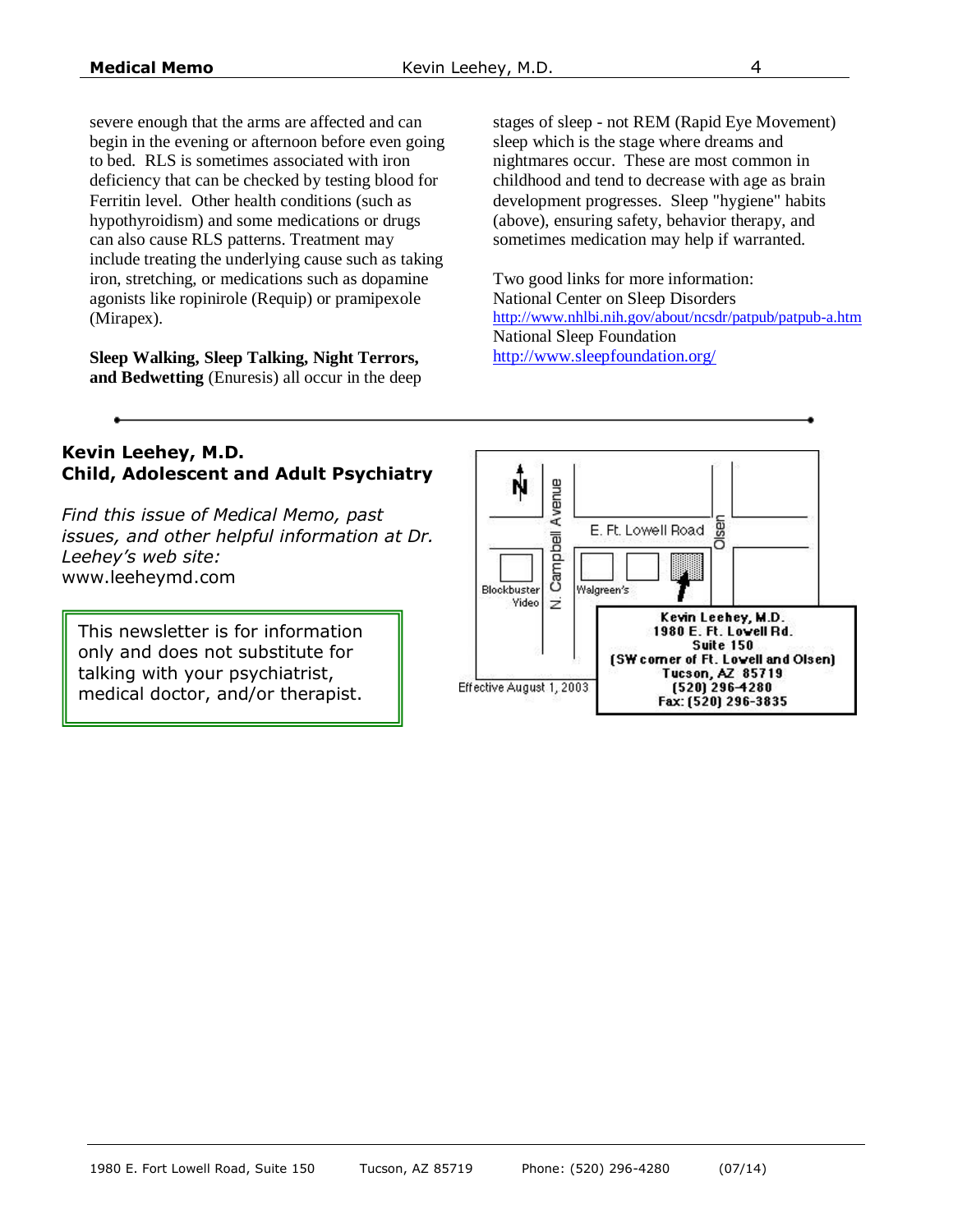severe enough that the arms are affected and can begin in the evening or afternoon before even going to bed. RLS is sometimes associated with iron deficiency that can be checked by testing blood for Ferritin level. Other health conditions (such as hypothyroidism) and some medications or drugs can also cause RLS patterns. Treatment may include treating the underlying cause such as taking iron, stretching, or medications such as dopamine agonists like ropinirole (Requip) or pramipexole (Mirapex).

**Sleep Walking, Sleep Talking, Night Terrors, and Bedwetting** (Enuresis) all occur in the deep stages of sleep - not REM (Rapid Eye Movement) sleep which is the stage where dreams and nightmares occur. These are most common in childhood and tend to decrease with age as brain development progresses. Sleep "hygiene" habits (above), ensuring safety, behavior therapy, and sometimes medication may help if warranted.

Two good links for more information:
National Center on Sleep Disorders
http://www.nhlbi.nih.gov/about/ncsdr/patpub/patpub-a.htm
National Sleep Foundation
http://www.sleepfoundation.org/

---

**Kevin Leehey, M.D.**
**Child, Adolescent and Adult Psychiatry**

*Find this issue of Medical Memo, past issues, and other helpful information at Dr. Leehey's web site:*
www.leeheymd.com

> This newsletter is for information only and does not substitute for talking with your psychiatrist, medical doctor, and/or therapist.

N
N. Campbell Avenue
E. Ft. Lowell Road
Olsen
Blockbuster Video
Walgreen's

**Kevin Leehey, M.D.**
**1980 E. Ft. Lowell Rd.**
**Suite 150**
**(SW corner of Ft. Lowell and Olsen)**
**Tucson, AZ 85719**
**(520) 296-4280**
**Fax: (520) 296-3835**

Effective August 1, 2003